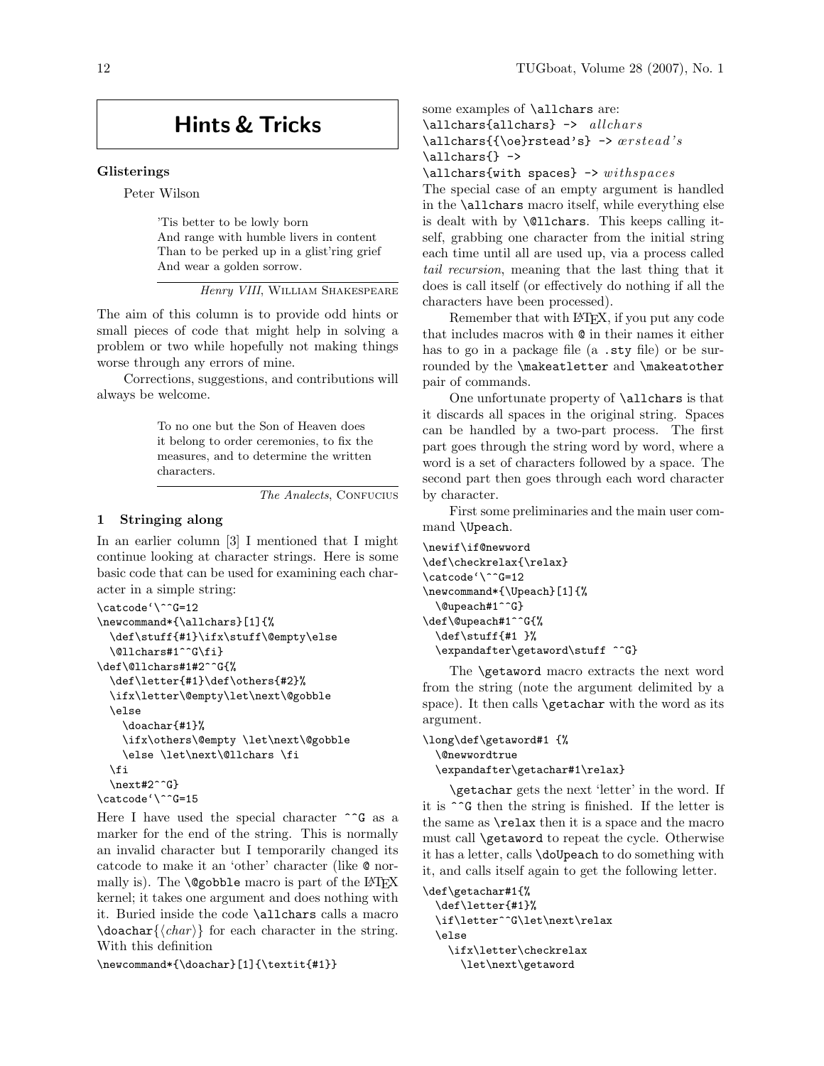# Hints & Tricks

## Glisterings

Peter Wilson

> 'Tis better to be lowly born
> And range with humble livers in content
> Than to be perked up in a glist'ring grief
> And wear a golden sorrow.
>
> *Henry VIII*, William Shakespeare

The aim of this column is to provide odd hints or small pieces of code that might help in solving a problem or two while hopefully not making things worse through any errors of mine.

Corrections, suggestions, and contributions will always be welcome.

> To no one but the Son of Heaven does it belong to order ceremonies, to fix the measures, and to determine the written characters.
>
> *The Analects*, Confucius

### 1 Stringing along

In an earlier column [3] I mentioned that I might continue looking at character strings. Here is some basic code that can be used for examining each character in a simple string:

```
\catcode`\^^G=12
\newcommand*{\allchars}[1]{%
  \def\stuff{#1}\ifx\stuff\@empty\else
  \@llchars#1^^G\fi}
\def\@llchars#1#2^^G{%
  \def\letter{#1}\def\others{#2}%
  \ifx\letter\@empty\let\next\@gobble
  \else
    \doachar{#1}%
    \ifx\others\@empty \let\next\@gobble
    \else \let\next\@llchars \fi
  \fi
  \next#2^^G}
\catcode`\^^G=15
```

Here I have used the special character `^^G` as a marker for the end of the string. This is normally an invalid character but I temporarily changed its catcode to make it an 'other' character (like `@` normally is). The `\@gobble` macro is part of the LaTeX kernel; it takes one argument and does nothing with it. Buried inside the code `\allchars` calls a macro `\doachar{⟨char⟩}` for each character in the string. With this definition

```
\newcommand*{\doachar}[1]{\textit{#1}}
```

some examples of `\allchars` are:

```
\allchars{allchars} ->  allchars
\allchars{{\oe}rstead's} -> œrstead's
\allchars{} ->
\allchars{with spaces} -> withspaces
```

The special case of an empty argument is handled in the `\allchars` macro itself, while everything else is dealt with by `\@llchars`. This keeps calling itself, grabbing one character from the initial string each time until all are used up, via a process called *tail recursion*, meaning that the last thing that it does is call itself (or effectively do nothing if all the characters have been processed).

Remember that with LaTeX, if you put any code that includes macros with `@` in their names it either has to go in a package file (a `.sty` file) or be surrounded by the `\makeatletter` and `\makeatother` pair of commands.

One unfortunate property of `\allchars` is that it discards all spaces in the original string. Spaces can be handled by a two-part process. The first part goes through the string word by word, where a word is a set of characters followed by a space. The second part then goes through each word character by character.

First some preliminaries and the main user command `\Upeach`.

```
\newif\if@newword
\def\checkrelax{\relax}
\catcode`\^^G=12
\newcommand*{\Upeach}[1]{%
  \@upeach#1^^G}
\def\@upeach#1^^G{%
  \def\stuff{#1 }%
  \expandafter\getaword\stuff ^^G}
```

The `\getaword` macro extracts the next word from the string (note the argument delimited by a space). It then calls `\getachar` with the word as its argument.

```
\long\def\getaword#1 {%
  \@newwordtrue
  \expandafter\getachar#1\relax}
```

`\getachar` gets the next 'letter' in the word. If it is `^^G` then the string is finished. If the letter is the same as `\relax` then it is a space and the macro must call `\getaword` to repeat the cycle. Otherwise it has a letter, calls `\doUpeach` to do something with it, and calls itself again to get the following letter.

```
\def\getachar#1{%
  \def\letter{#1}%
  \if\letter^^G\let\next\relax
  \else
    \ifx\letter\checkrelax
      \let\next\getaword
```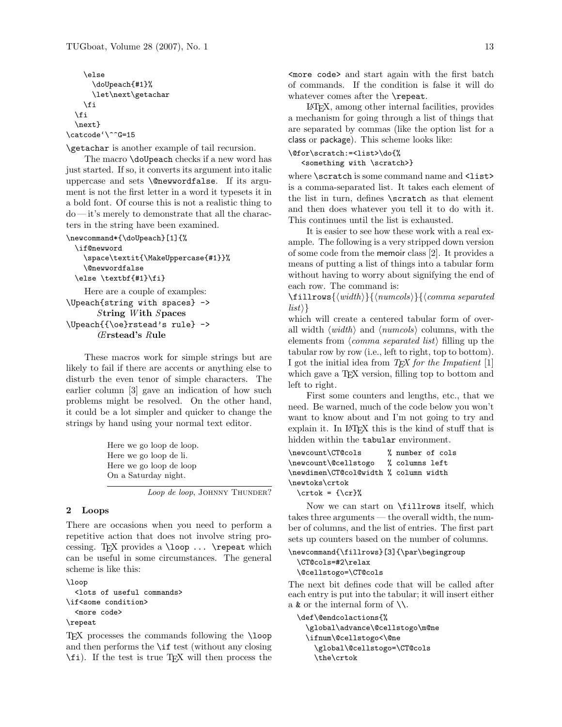```
    \else
      \doUpeach{#1}%
      \let\next\getachar
    \fi
  \fi
  \next}
\catcode`\^^G=15
```

`\getachar` is another example of tail recursion.

The macro `\doUpeach` checks if a new word has just started. If so, it converts its argument into italic uppercase and sets `\@newwordfalse`. If its argument is not the first letter in a word it typesets it in a bold font. Of course this is not a realistic thing to do — it's merely to demonstrate that all the characters in the string have been examined.

```
\newcommand*{\doUpeach}[1]{%
  \if@newword
    \space\textit{\MakeUppercase{#1}}%
    \@newwordfalse
  \else \textbf{#1}\fi}
```

Here are a couple of examples:

`\Upeach{string with spaces} ->`
*S***tring** *W***ith** *S***paces**

`\Upeach{{\oe}rstead's rule} ->`
*Œ***rstead's** *R***ule**

These macros work for simple strings but are likely to fail if there are accents or anything else to disturb the even tenor of simple characters. The earlier column [3] gave an indication of how such problems might be resolved. On the other hand, it could be a lot simpler and quicker to change the strings by hand using your normal text editor.

> Here we go loop de loop.
> Here we go loop de li.
> Here we go loop de loop
> On a Saturday night.
>
> *Loop de loop*, Johnny Thunder?

## 2 Loops

There are occasions when you need to perform a repetitive action that does not involve string processing. TeX provides a `\loop ... \repeat` which can be useful in some circumstances. The general scheme is like this:

```
\loop
  <lots of useful commands>
\if<some condition>
  <more code>
\repeat
```

TeX processes the commands following the `\loop` and then performs the `\if` test (without any closing `\fi`). If the test is true TeX will then process the `<more code>` and start again with the first batch of commands. If the condition is false it will do whatever comes after the `\repeat`.

LaTeX, among other internal facilities, provides a mechanism for going through a list of things that are separated by commas (like the option list for a class or package). This scheme looks like:

```
\@for\scratch:=<list>\do{%
   <something with \scratch>}
```

where `\scratch` is some command name and `<list>` is a comma-separated list. It takes each element of the list in turn, defines `\scratch` as that element and then does whatever you tell it to do with it. This continues until the list is exhausted.

It is easier to see how these work with a real example. The following is a very stripped down version of some code from the memoir class [2]. It provides a means of putting a list of things into a tabular form without having to worry about signifying the end of each row. The command is:

`\fillrows{`⟨*width*⟩`}{`⟨*numcols*⟩`}{`⟨*comma separated list*⟩`}`

which will create a centered tabular form of overall width ⟨*width*⟩ and ⟨*numcols*⟩ columns, with the elements from ⟨*comma separated list*⟩ filling up the tabular row by row (i.e., left to right, top to bottom). I got the initial idea from *TeX for the Impatient* [1] which gave a TeX version, filling top to bottom and left to right.

First some counters and lengths, etc., that we need. Be warned, much of the code below you won't want to know about and I'm not going to try and explain it. In LaTeX this is the kind of stuff that is hidden within the `tabular` environment.

```
\newcount\CT@cols       % number of cols
\newcount\@cellstogo    % columns left
\newdimen\CT@col@width  % column width
\newtoks\crtok
  \crtok = {\cr}%
```

Now we can start on `\fillrows` itself, which takes three arguments — the overall width, the number of columns, and the list of entries. The first part sets up counters based on the number of columns.

```
\newcommand{\fillrows}[3]{\par\begingroup
  \CT@cols=#2\relax
  \@cellstogo=\CT@cols
```

The next bit defines code that will be called after each entry is put into the tabular; it will insert either a `&` or the internal form of `\\`.

```
  \def\@endcolactions{%
    \global\advance\@cellstogo\m@ne
    \ifnum\@cellstogo<\@ne
      \global\@cellstogo=\CT@cols
      \the\crtok
```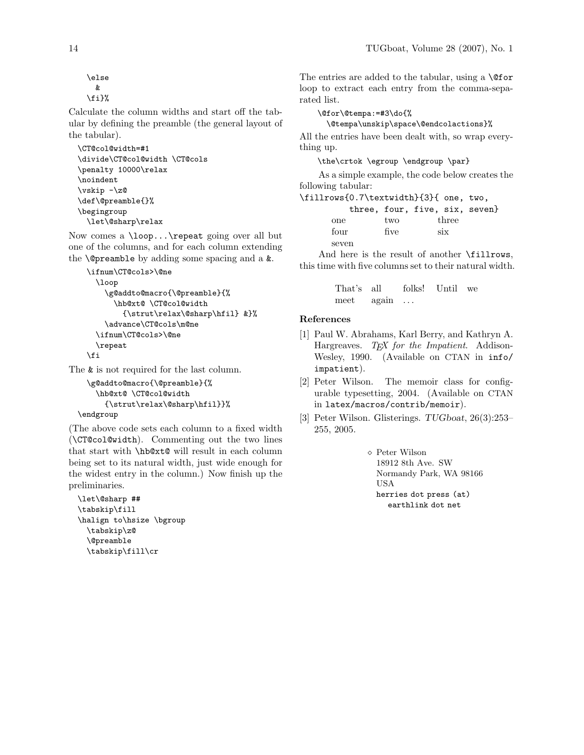```
    \else
      &
    \fi}%
```

Calculate the column widths and start off the tabular by defining the preamble (the general layout of the tabular).

```
\CT@col@width=#1
\divide\CT@col@width \CT@cols
\penalty 10000\relax
\noindent
\vskip -\z@
\def\@preamble{}%
\begingroup
  \let\@sharp\relax
```

Now comes a `\loop...\repeat` going over all but one of the columns, and for each column extending the `\@preamble` by adding some spacing and a `&`.

```
    \ifnum\CT@cols>\@ne
      \loop
        \g@addto@macro{\@preamble}{%
          \hb@xt@ \CT@col@width
            {\strut\relax\@sharp\hfil} &}%
        \advance\CT@cols\m@ne
      \ifnum\CT@cols>\@ne
      \repeat
    \fi
```

The `&` is not required for the last column.

```
    \g@addto@macro{\@preamble}{%
      \hb@xt@ \CT@col@width
        {\strut\relax\@sharp\hfil}}%
  \endgroup
```

(The above code sets each column to a fixed width (`\CT@col@width`). Commenting out the two lines that start with `\hb@xt@` will result in each column being set to its natural width, just wide enough for the widest entry in the column.) Now finish up the preliminaries.

```
  \let\@sharp ##
  \tabskip\fill
  \halign to\hsize \bgroup
    \tabskip\z@
    \@preamble
    \tabskip\fill\cr
```

The entries are added to the tabular, using a `\@for` loop to extract each entry from the comma-separated list.

```
    \@for\@tempa:=#3\do{%
      \@tempa\unskip\space\@endcolactions}%
```

All the entries have been dealt with, so wrap everything up.

```
    \the\crtok \egroup \endgroup \par}
```

As a simple example, the code below creates the following tabular:

```
\fillrows{0.7\textwidth}{3}{ one, two,
         three, four, five, six, seven}
```

| | | |
|---|---|---|
| one | two | three |
| four | five | six |
| seven | | |

And here is the result of another `\fillrows`, this time with five columns set to their natural width.

| | | | | |
|---|---|---|---|---|
| That's | all | folks! | Until | we |
| meet | again | ... | | |

## References

[1] Paul W. Abrahams, Karl Berry, and Kathryn A. Hargreaves. *TeX for the Impatient*. Addison-Wesley, 1990. (Available on CTAN in `info/impatient`).

[2] Peter Wilson. The memoir class for configurable typesetting, 2004. (Available on CTAN in `latex/macros/contrib/memoir`).

[3] Peter Wilson. Glisterings. *TUGboat*, 26(3):253–255, 2005.

◇ Peter Wilson
18912 8th Ave. SW
Normandy Park, WA 98166
USA
`herries dot press (at) earthlink dot net`